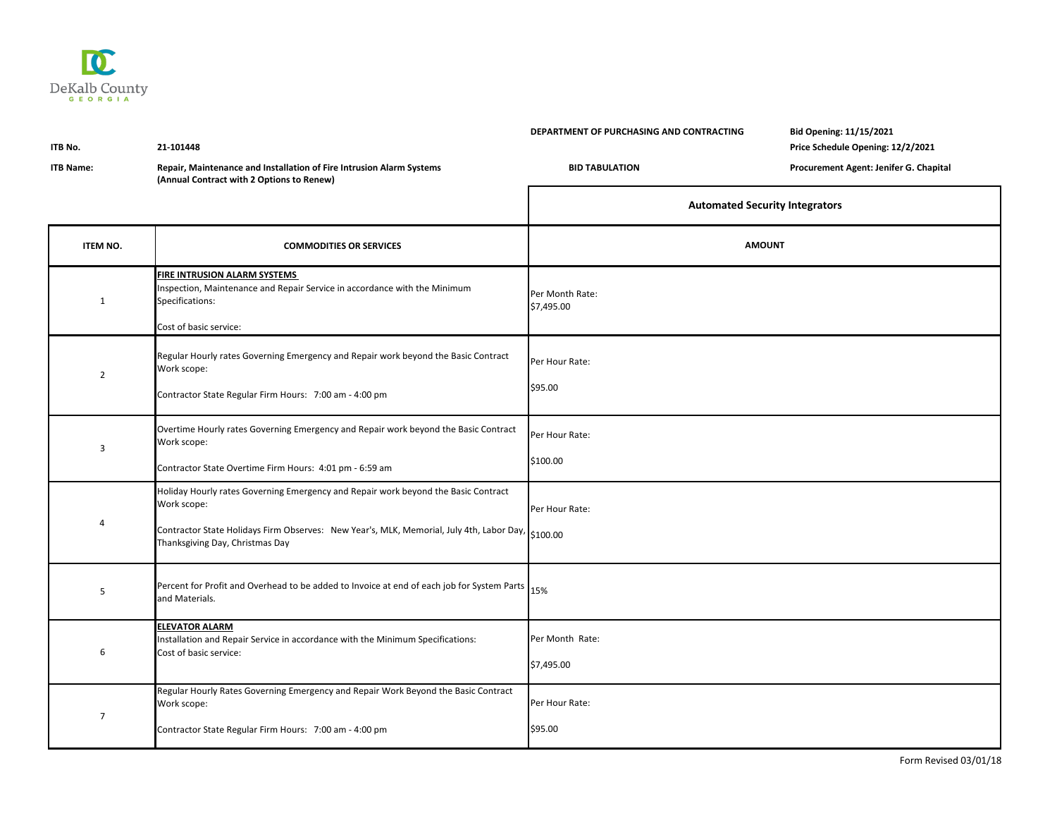DeKalb County GEORGIA

**DEPARTMENT OF PURCHASING AND CONTRACTING**

**BID TABULATION**

**Bid Opening: 11/15/2021**
**Price Schedule Opening: 12/2/2021**
**Procurement Agent: Jenifer G. Chapital**

**ITB No.** **21-101448**

**ITB Name:** **Repair, Maintenance and Installation of Fire Intrusion Alarm Systems (Annual Contract with 2 Options to Renew)**

| | | **Automated Security Integrators** |
|---|---|---|
| **ITEM NO.** | **COMMODITIES OR SERVICES** | **AMOUNT** |
| 1 | **FIRE INTRUSION ALARM SYSTEMS**<br>Inspection, Maintenance and Repair Service in accordance with the Minimum Specifications:<br><br>Cost of basic service: | Per Month Rate:<br>$7,495.00 |
| 2 | Regular Hourly rates Governing Emergency and Repair work beyond the Basic Contract Work scope:<br><br>Contractor State Regular Firm Hours: 7:00 am - 4:00 pm | Per Hour Rate:<br><br>$95.00 |
| 3 | Overtime Hourly rates Governing Emergency and Repair work beyond the Basic Contract Work scope:<br><br>Contractor State Overtime Firm Hours: 4:01 pm - 6:59 am | Per Hour Rate:<br><br>$100.00 |
| 4 | Holiday Hourly rates Governing Emergency and Repair work beyond the Basic Contract Work scope:<br><br>Contractor State Holidays Firm Observes: New Year's, MLK, Memorial, July 4th, Labor Day, Thanksgiving Day, Christmas Day | Per Hour Rate:<br><br>$100.00 |
| 5 | Percent for Profit and Overhead to be added to Invoice at end of each job for System Parts and Materials. | 15% |
| 6 | **ELEVATOR ALARM**<br>Installation and Repair Service in accordance with the Minimum Specifications:<br>Cost of basic service: | Per Month Rate:<br><br>$7,495.00 |
| 7 | Regular Hourly Rates Governing Emergency and Repair Work Beyond the Basic Contract Work scope:<br><br>Contractor State Regular Firm Hours: 7:00 am - 4:00 pm | Per Hour Rate:<br><br>$95.00 |

Form Revised 03/01/18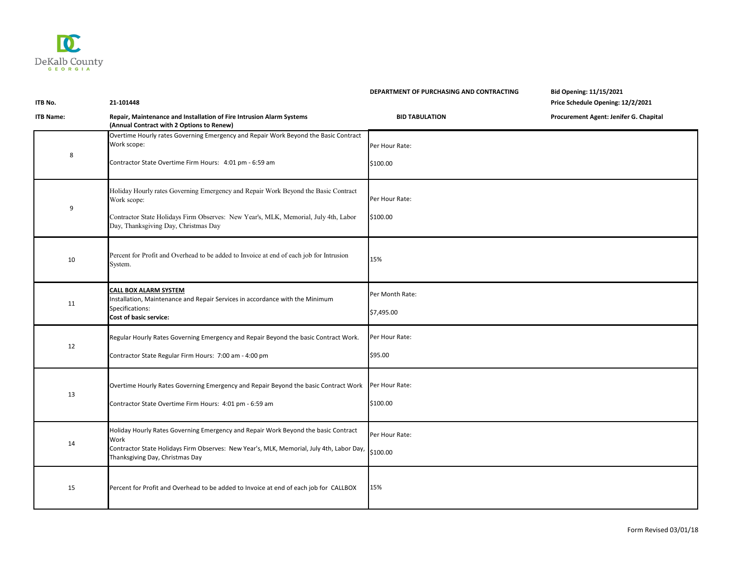DeKalb County GEORGIA

**ITB No.** 21-101448

**ITB Name:** **Repair, Maintenance and Installation of Fire Intrusion Alarm Systems (Annual Contract with 2 Options to Renew)**

**DEPARTMENT OF PURCHASING AND CONTRACTING**

**BID TABULATION**

**Bid Opening: 11/15/2021**
**Price Schedule Opening: 12/2/2021**
**Procurement Agent: Jenifer G. Chapital**

| | | |
|---|---|---|
| 8 | Overtime Hourly rates Governing Emergency and Repair Work Beyond the Basic Contract Work scope:<br><br>Contractor State Overtime Firm Hours: 4:01 pm - 6:59 am | Per Hour Rate:<br><br>$100.00 |
| 9 | Holiday Hourly rates Governing Emergency and Repair Work Beyond the Basic Contract Work scope:<br><br>Contractor State Holidays Firm Observes: New Year's, MLK, Memorial, July 4th, Labor Day, Thanksgiving Day, Christmas Day | Per Hour Rate:<br><br>$100.00 |
| 10 | Percent for Profit and Overhead to be added to Invoice at end of each job for Intrusion System. | 15% |
| 11 | **CALL BOX ALARM SYSTEM**<br>Installation, Maintenance and Repair Services in accordance with the Minimum Specifications:<br>**Cost of basic service:** | Per Month Rate:<br><br>$7,495.00 |
| 12 | Regular Hourly Rates Governing Emergency and Repair Beyond the basic Contract Work.<br><br>Contractor State Regular Firm Hours: 7:00 am - 4:00 pm | Per Hour Rate:<br><br>$95.00 |
| 13 | Overtime Hourly Rates Governing Emergency and Repair Beyond the basic Contract Work<br><br>Contractor State Overtime Firm Hours: 4:01 pm - 6:59 am | Per Hour Rate:<br><br>$100.00 |
| 14 | Holiday Hourly Rates Governing Emergency and Repair Work Beyond the basic Contract Work<br>Contractor State Holidays Firm Observes: New Year's, MLK, Memorial, July 4th, Labor Day, Thanksgiving Day, Christmas Day | Per Hour Rate:<br><br>$100.00 |
| 15 | Percent for Profit and Overhead to be added to Invoice at end of each job for CALLBOX | 15% |

Form Revised 03/01/18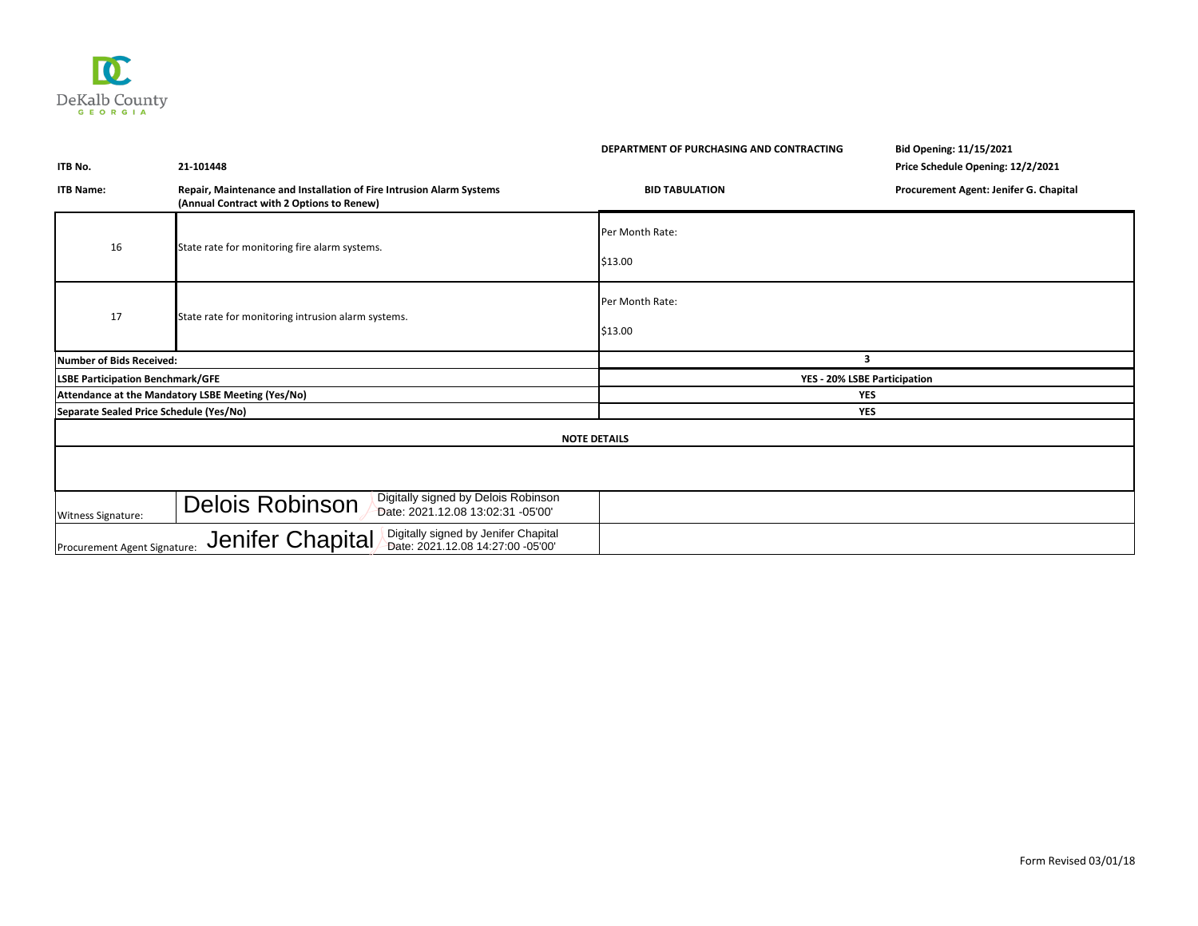DeKalb County
GEORGIA

| | | | |
|---|---|---|---|
| | | **DEPARTMENT OF PURCHASING AND CONTRACTING** | **Bid Opening: 11/15/2021** |
| **ITB No.** | **21-101448** | | **Price Schedule Opening: 12/2/2021** |
| **ITB Name:** | **Repair, Maintenance and Installation of Fire Intrusion Alarm Systems (Annual Contract with 2 Options to Renew)** | **BID TABULATION** | **Procurement Agent: Jenifer G. Chapital** |

| | | |
|---|---|---|
| 16 | State rate for monitoring fire alarm systems. | Per Month Rate: $13.00 |
| 17 | State rate for monitoring intrusion alarm systems. | Per Month Rate: $13.00 |
| **Number of Bids Received:** | | **3** |
| **LSBE Participation Benchmark/GFE** | | **YES - 20% LSBE Participation** |
| **Attendance at the Mandatory LSBE Meeting (Yes/No)** | | **YES** |
| **Separate Sealed Price Schedule (Yes/No)** | | **YES** |
| **NOTE DETAILS** | | |
| | | |
| Witness Signature: | Delois Robinson — Digitally signed by Delois Robinson Date: 2021.12.08 13:02:31 -05'00' | |
| Procurement Agent Signature: | Jenifer Chapital — Digitally signed by Jenifer Chapital Date: 2021.12.08 14:27:00 -05'00' | |

Form Revised 03/01/18